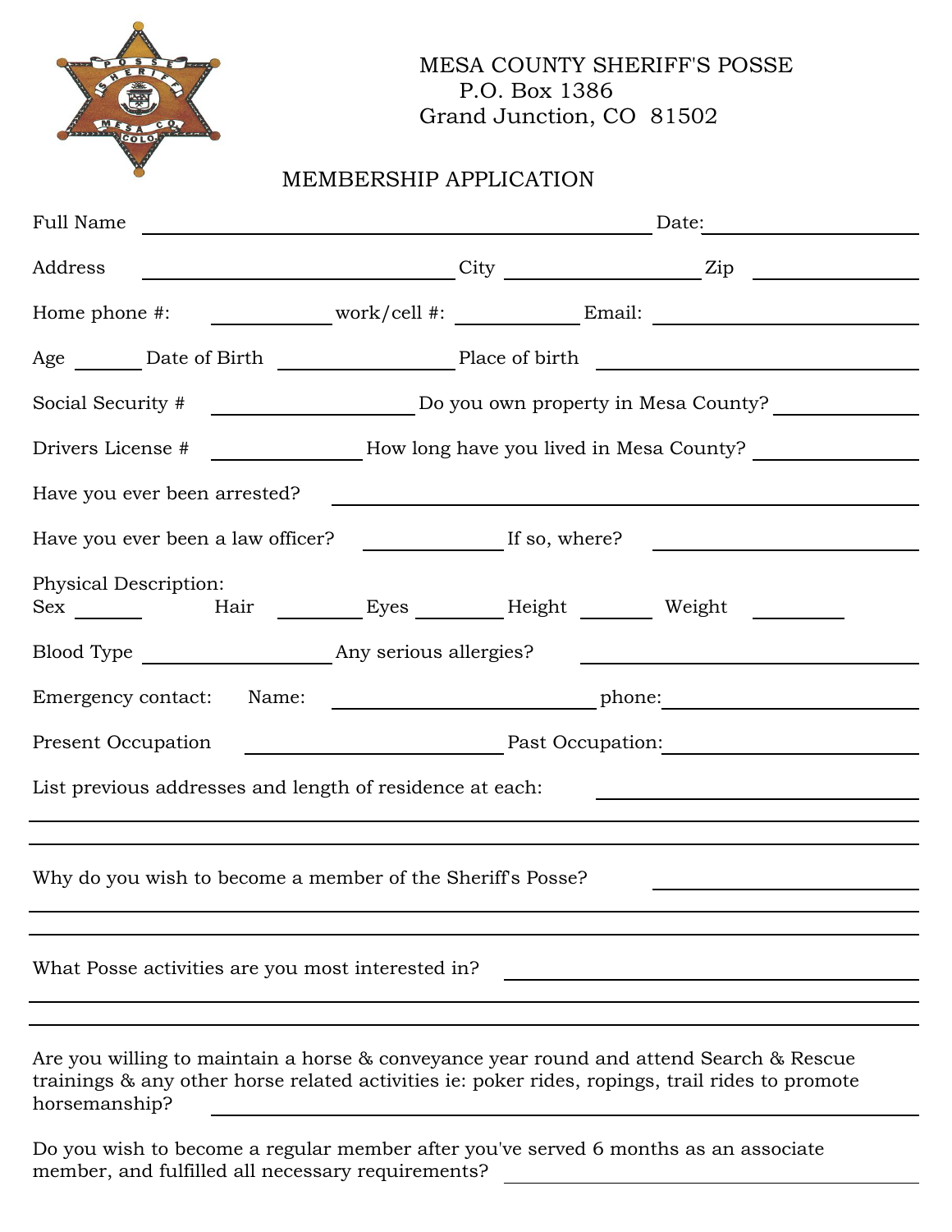MESA COUNTY SHERIFF'S POSSE
P.O. Box 1386
Grand Junction, CO 81502

# MEMBERSHIP APPLICATION

Full Name ______________________________ Date: ______________

Address ____________________ City ______________ Zip ____________

Home phone #: __________ work/cell #: __________ Email: ____________________

Age ______ Date of Birth ______________ Place of birth ____________________

Social Security # ______________ Do you own property in Mesa County? ______________

Drivers License # ____________ How long have you lived in Mesa County? ______________

Have you ever been arrested? ____________________________________

Have you ever been a law officer? __________ If so, where? ______________________

Physical Description:
Sex ______ Hair ________ Eyes ________ Height ______ Weight ________

Blood Type ______________ Any serious allergies? ______________________

Emergency contact: Name: ____________________ phone: ____________________

Present Occupation ____________________ Past Occupation: ____________________

List previous addresses and length of residence at each: ______________________

______________________________________________________________________

______________________________________________________________________

Why do you wish to become a member of the Sheriff's Posse? ______________________

______________________________________________________________________

______________________________________________________________________

What Posse activities are you most interested in? ______________________________

______________________________________________________________________

______________________________________________________________________

Are you willing to maintain a horse & conveyance year round and attend Search & Rescue trainings & any other horse related activities ie: poker rides, ropings, trail rides to promote horsemanship? ____________________________________

Do you wish to become a regular member after you've served 6 months as an associate member, and fulfilled all necessary requirements? ______________________________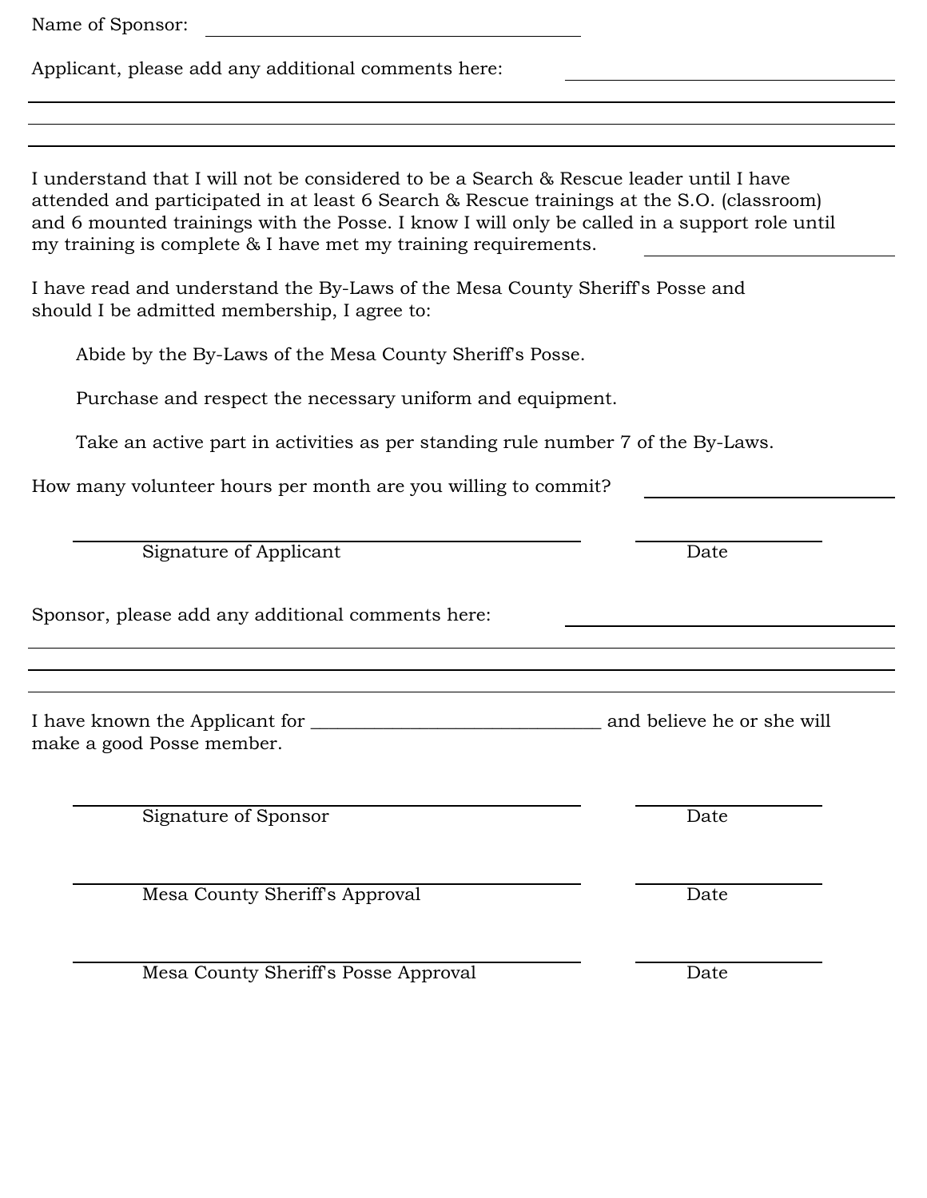Name of Sponsor: ____________________________________

Applicant, please add any additional comments here: ____________________________

______________________________________________________________________________

______________________________________________________________________________

______________________________________________________________________________

I understand that I will not be considered to be a Search & Rescue leader until I have attended and participated in at least 6 Search & Rescue trainings at the S.O. (classroom) and 6 mounted trainings with the Posse. I know I will only be called in a support role until my training is complete & I have met my training requirements. ______________________

I have read and understand the By-Laws of the Mesa County Sheriff's Posse and should I be admitted membership, I agree to:

Abide by the By-Laws of the Mesa County Sheriff's Posse.

Purchase and respect the necessary uniform and equipment.

Take an active part in activities as per standing rule number 7 of the By-Laws.

How many volunteer hours per month are you willing to commit? ______________________

____________________________________ ____________________

Signature of Applicant Date

Sponsor, please add any additional comments here: ____________________________

______________________________________________________________________________

______________________________________________________________________________

______________________________________________________________________________

I have known the Applicant for ________________________________ and believe he or she will make a good Posse member.

____________________________________ ____________________

Signature of Sponsor Date

____________________________________ ____________________

Mesa County Sheriff's Approval Date

____________________________________ ____________________

Mesa County Sheriff's Posse Approval Date